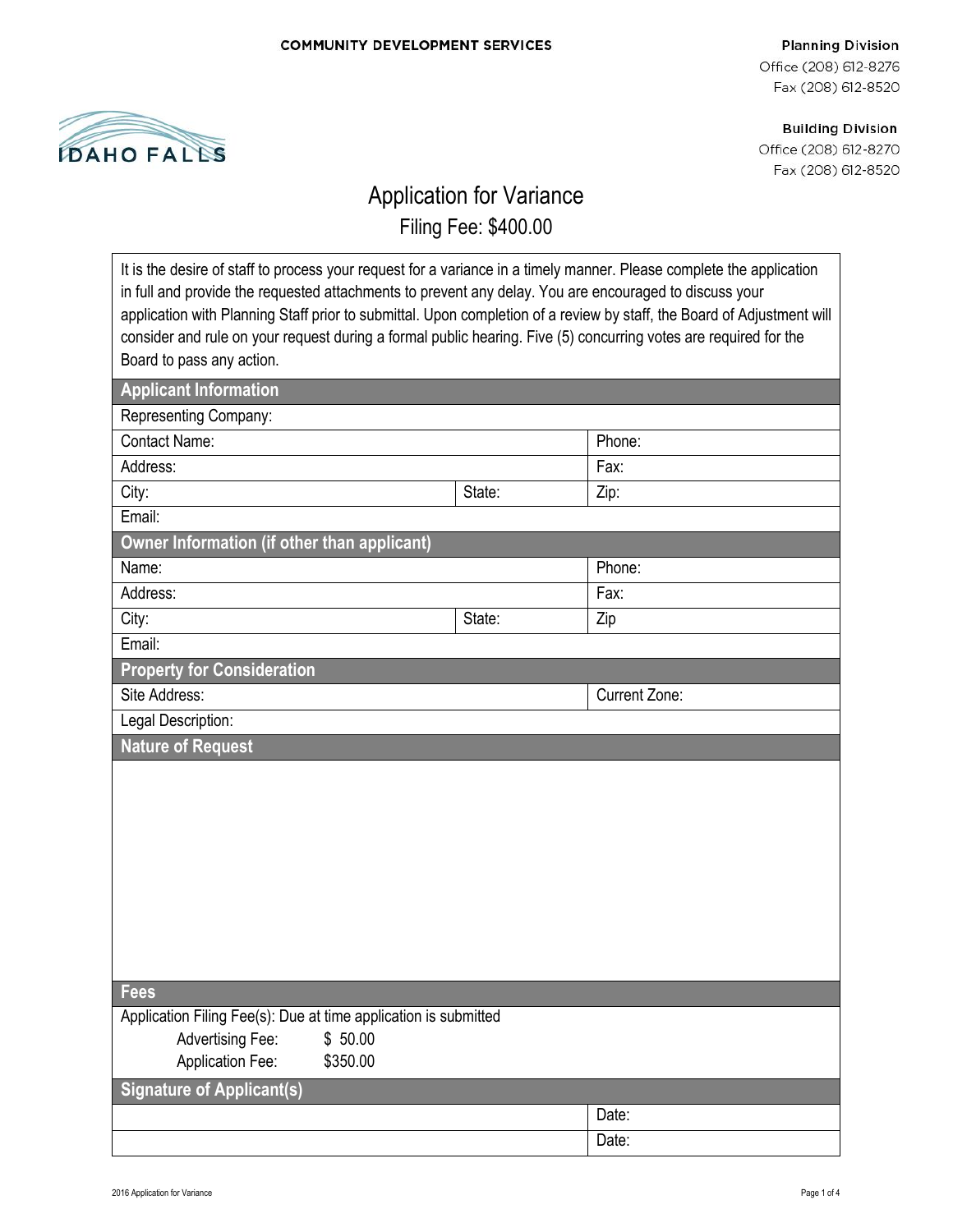**COMMUNITY DEVELOPMENT SERVICES**

**Planning Division**
Office (208) 612-8276
Fax (208) 612-8520

**Building Division**
Office (208) 612-8270
Fax (208) 612-8520

IDAHO FALLS

# Application for Variance

## Filing Fee: $400.00

It is the desire of staff to process your request for a variance in a timely manner. Please complete the application in full and provide the requested attachments to prevent any delay. You are encouraged to discuss your application with Planning Staff prior to submittal. Upon completion of a review by staff, the Board of Adjustment will consider and rule on your request during a formal public hearing. Five (5) concurring votes are required for the Board to pass any action.

### Applicant Information

| | | |
|---|---|---|
| Representing Company: | | |
| Contact Name: | | Phone: |
| Address: | | Fax: |
| City: | State: | Zip: |
| Email: | | |

### Owner Information (if other than applicant)

| | | |
|---|---|---|
| Name: | | Phone: |
| Address: | | Fax: |
| City: | State: | Zip |
| Email: | | |

### Property for Consideration

| | |
|---|---|
| Site Address: | Current Zone: |
| Legal Description: | |

### Nature of Request

### Fees

Application Filing Fee(s): Due at time application is submitted

| | |
|---|---|
| Advertising Fee: | $ 50.00 |
| Application Fee: | $350.00 |

### Signature of Applicant(s)

| | |
|---|---|
| | Date: |
| | Date: |

2016 Application for Variance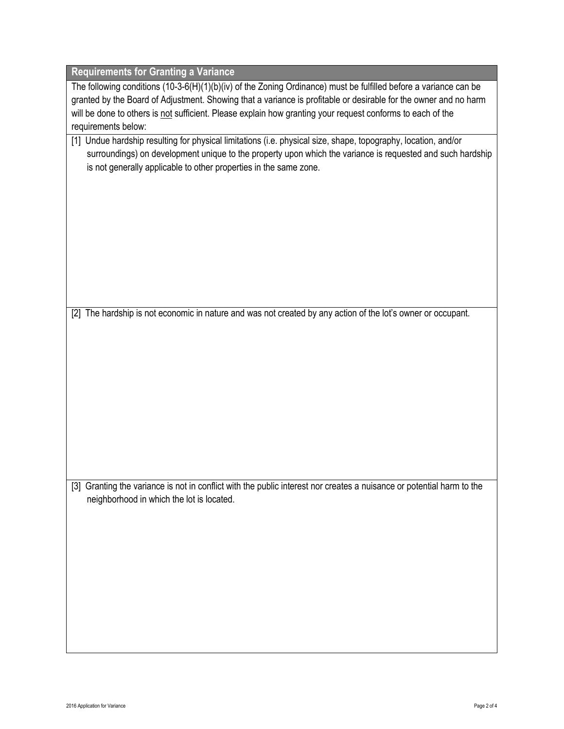## Requirements for Granting a Variance

The following conditions (10-3-6(H)(1)(b)(iv) of the Zoning Ordinance) must be fulfilled before a variance can be granted by the Board of Adjustment. Showing that a variance is profitable or desirable for the owner and no harm will be done to others is <u>not</u> sufficient. Please explain how granting your request conforms to each of the requirements below:

[1] Undue hardship resulting for physical limitations (i.e. physical size, shape, topography, location, and/or surroundings) on development unique to the property upon which the variance is requested and such hardship is not generally applicable to other properties in the same zone.

[2] The hardship is not economic in nature and was not created by any action of the lot's owner or occupant.

[3] Granting the variance is not in conflict with the public interest nor creates a nuisance or potential harm to the neighborhood in which the lot is located.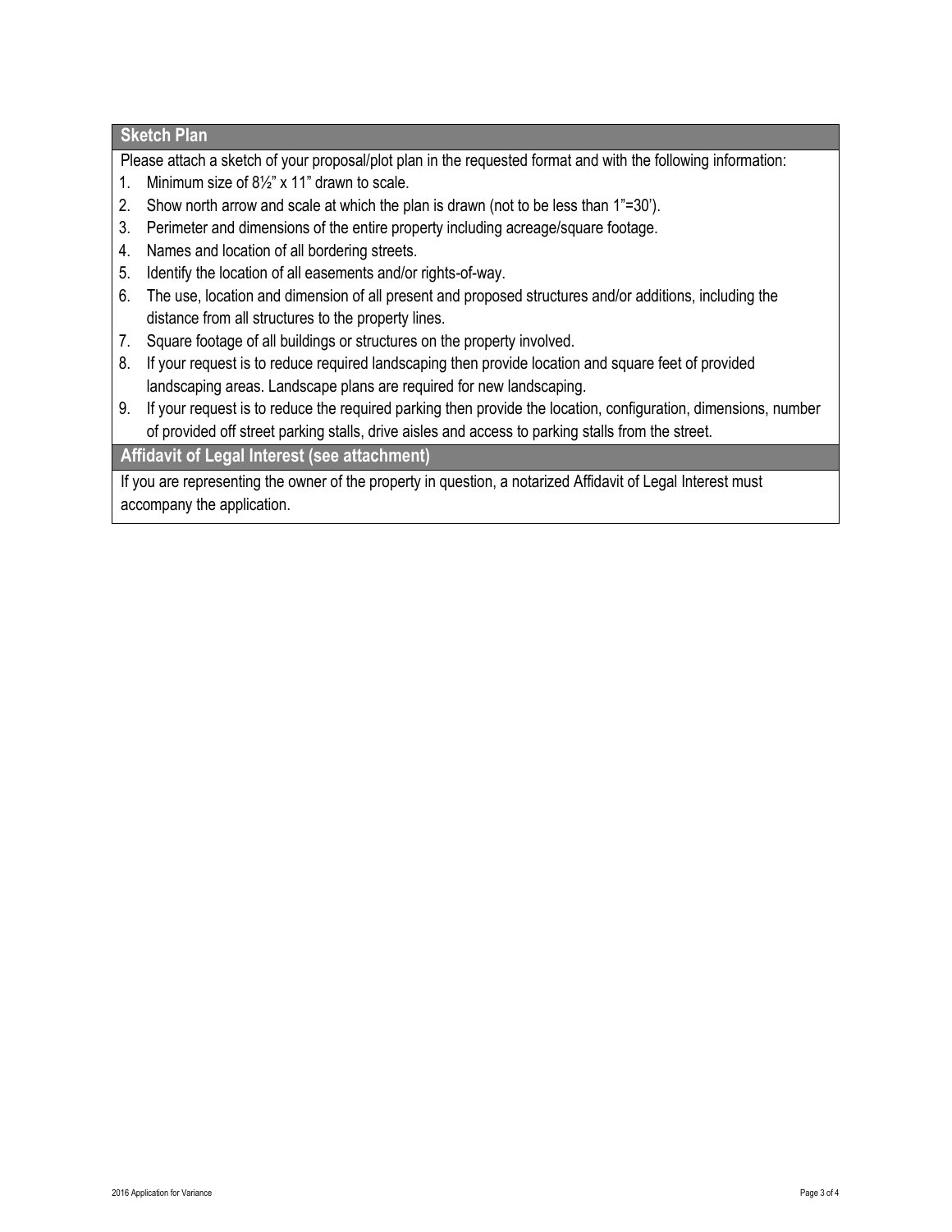## Sketch Plan

Please attach a sketch of your proposal/plot plan in the requested format and with the following information:

1. Minimum size of 8½" x 11" drawn to scale.
2. Show north arrow and scale at which the plan is drawn (not to be less than 1"=30').
3. Perimeter and dimensions of the entire property including acreage/square footage.
4. Names and location of all bordering streets.
5. Identify the location of all easements and/or rights-of-way.
6. The use, location and dimension of all present and proposed structures and/or additions, including the distance from all structures to the property lines.
7. Square footage of all buildings or structures on the property involved.
8. If your request is to reduce required landscaping then provide location and square feet of provided landscaping areas. Landscape plans are required for new landscaping.
9. If your request is to reduce the required parking then provide the location, configuration, dimensions, number of provided off street parking stalls, drive aisles and access to parking stalls from the street.

## Affidavit of Legal Interest (see attachment)

If you are representing the owner of the property in question, a notarized Affidavit of Legal Interest must accompany the application.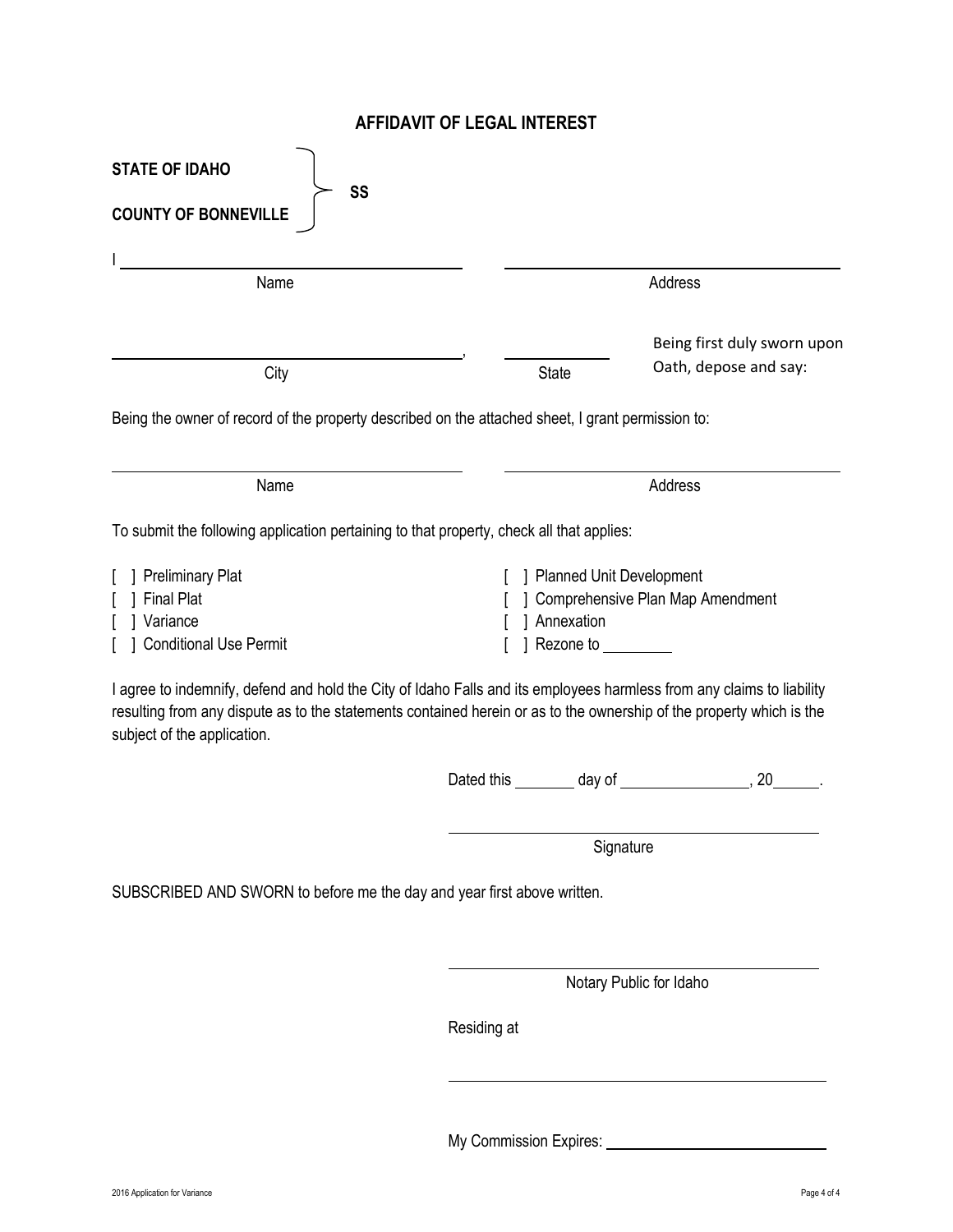# AFFIDAVIT OF LEGAL INTEREST

**STATE OF IDAHO**
**SS**
**COUNTY OF BONNEVILLE**

I ______________________________ ______________________________
Name Address

______________________________, ____________ Being first duly sworn upon Oath, depose and say:
City State

Being the owner of record of the property described on the attached sheet, I grant permission to:

______________________________ ______________________________
Name Address

To submit the following application pertaining to that property, check all that applies:

[ ] Preliminary Plat
[ ] Final Plat
[ ] Variance
[ ] Conditional Use Permit
[ ] Planned Unit Development
[ ] Comprehensive Plan Map Amendment
[ ] Annexation
[ ] Rezone to ________

I agree to indemnify, defend and hold the City of Idaho Falls and its employees harmless from any claims to liability resulting from any dispute as to the statements contained herein or as to the ownership of the property which is the subject of the application.

Dated this ________ day of ________________, 20______.

______________________________
Signature

SUBSCRIBED AND SWORN to before me the day and year first above written.

______________________________
Notary Public for Idaho

Residing at

______________________________

My Commission Expires: ______________________________

2016 Application for Variance